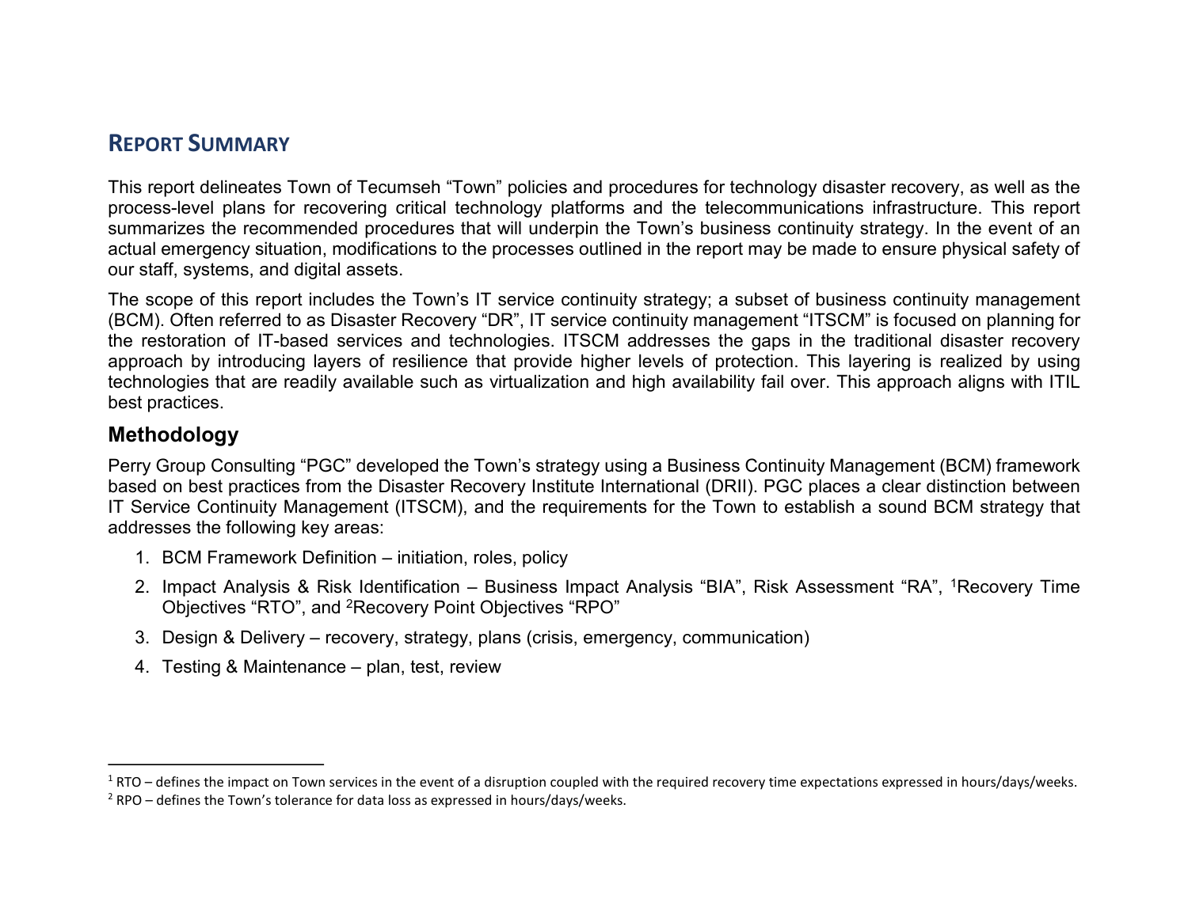## REPORT SUMMARY

This report delineates Town of Tecumseh “Town” policies and procedures for technology disaster recovery, as well as the process-level plans for recovering critical technology platforms and the telecommunications infrastructure. This report summarizes the recommended procedures that will underpin the Town’s business continuity strategy. In the event of an actual emergency situation, modifications to the processes outlined in the report may be made to ensure physical safety of our staff, systems, and digital assets.

The scope of this report includes the Town’s IT service continuity strategy; a subset of business continuity management (BCM). Often referred to as Disaster Recovery “DR”, IT service continuity management “ITSCM” is focused on planning for the restoration of IT-based services and technologies. ITSCM addresses the gaps in the traditional disaster recovery approach by introducing layers of resilience that provide higher levels of protection. This layering is realized by using technologies that are readily available such as virtualization and high availability fail over. This approach aligns with ITIL best practices.

### Methodology

Perry Group Consulting “PGC” developed the Town’s strategy using a Business Continuity Management (BCM) framework based on best practices from the Disaster Recovery Institute International (DRII). PGC places a clear distinction between IT Service Continuity Management (ITSCM), and the requirements for the Town to establish a sound BCM strategy that addresses the following key areas:

1. BCM Framework Definition – initiation, roles, policy
2. Impact Analysis & Risk Identification – Business Impact Analysis “BIA”, Risk Assessment “RA”, [1]Recovery Time Objectives “RTO”, and [2]Recovery Point Objectives “RPO”
3. Design & Delivery – recovery, strategy, plans (crisis, emergency, communication)
4. Testing & Maintenance – plan, test, review

---

[1] RTO – defines the impact on Town services in the event of a disruption coupled with the required recovery time expectations expressed in hours/days/weeks.

[2] RPO – defines the Town’s tolerance for data loss as expressed in hours/days/weeks.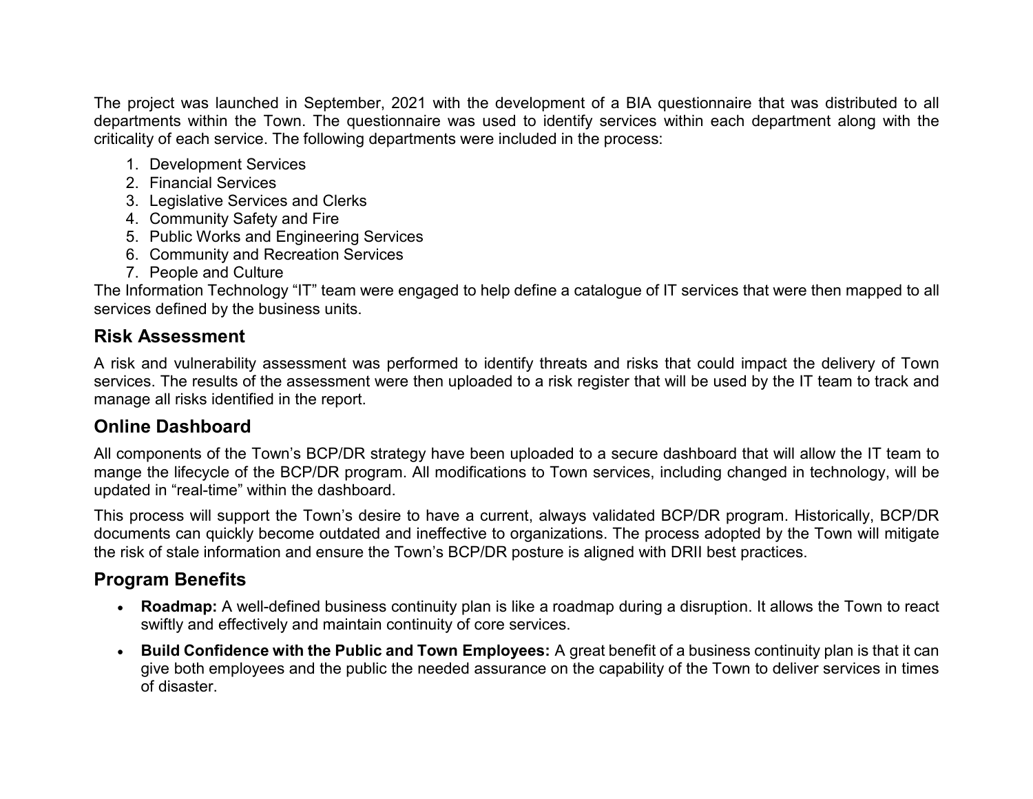The project was launched in September, 2021 with the development of a BIA questionnaire that was distributed to all departments within the Town. The questionnaire was used to identify services within each department along with the criticality of each service. The following departments were included in the process:

1. Development Services
2. Financial Services
3. Legislative Services and Clerks
4. Community Safety and Fire
5. Public Works and Engineering Services
6. Community and Recreation Services
7. People and Culture

The Information Technology "IT" team were engaged to help define a catalogue of IT services that were then mapped to all services defined by the business units.

## Risk Assessment

A risk and vulnerability assessment was performed to identify threats and risks that could impact the delivery of Town services. The results of the assessment were then uploaded to a risk register that will be used by the IT team to track and manage all risks identified in the report.

## Online Dashboard

All components of the Town's BCP/DR strategy have been uploaded to a secure dashboard that will allow the IT team to mange the lifecycle of the BCP/DR program. All modifications to Town services, including changed in technology, will be updated in "real-time" within the dashboard.

This process will support the Town's desire to have a current, always validated BCP/DR program. Historically, BCP/DR documents can quickly become outdated and ineffective to organizations. The process adopted by the Town will mitigate the risk of stale information and ensure the Town's BCP/DR posture is aligned with DRII best practices.

## Program Benefits

- **Roadmap:** A well-defined business continuity plan is like a roadmap during a disruption. It allows the Town to react swiftly and effectively and maintain continuity of core services.
- **Build Confidence with the Public and Town Employees:** A great benefit of a business continuity plan is that it can give both employees and the public the needed assurance on the capability of the Town to deliver services in times of disaster.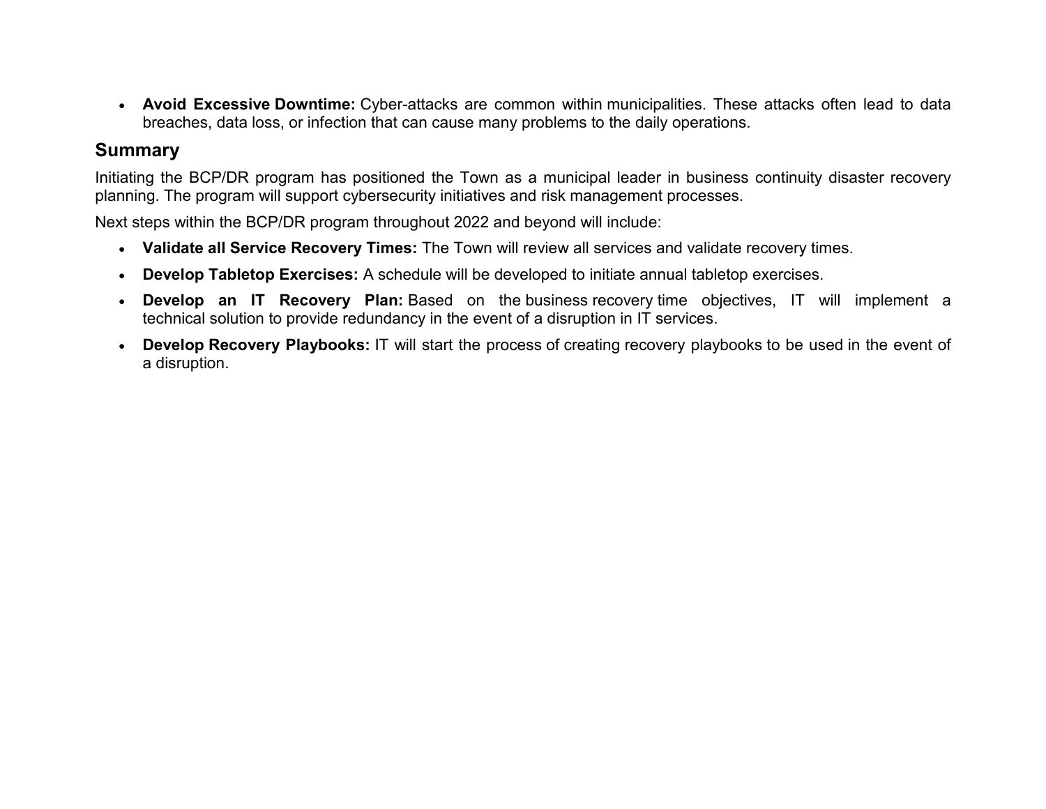- **Avoid Excessive Downtime:** Cyber-attacks are common within municipalities. These attacks often lead to data breaches, data loss, or infection that can cause many problems to the daily operations.

## Summary

Initiating the BCP/DR program has positioned the Town as a municipal leader in business continuity disaster recovery planning. The program will support cybersecurity initiatives and risk management processes.

Next steps within the BCP/DR program throughout 2022 and beyond will include:

- **Validate all Service Recovery Times:** The Town will review all services and validate recovery times.
- **Develop Tabletop Exercises:** A schedule will be developed to initiate annual tabletop exercises.
- **Develop an IT Recovery Plan:** Based on the business recovery time objectives, IT will implement a technical solution to provide redundancy in the event of a disruption in IT services.
- **Develop Recovery Playbooks:** IT will start the process of creating recovery playbooks to be used in the event of a disruption.